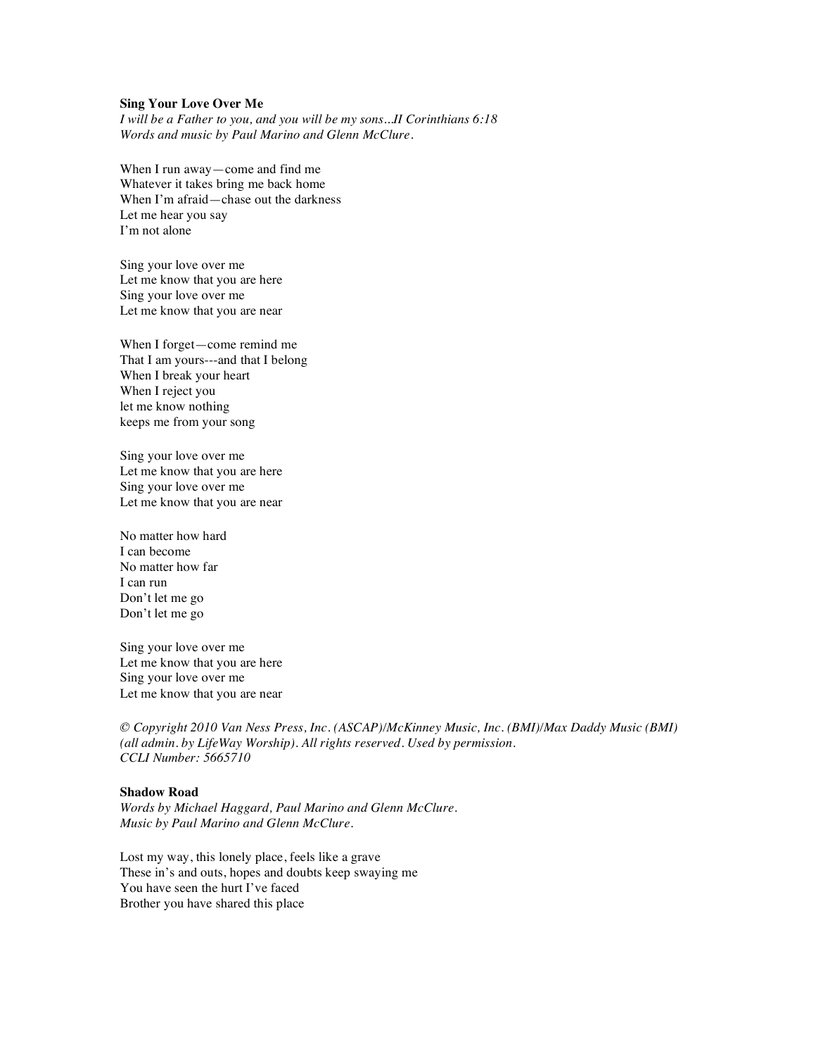**Sing Your Love Over Me**

*I will be a Father to you, and you will be my sons...II Corinthians 6:18*
*Words and music by Paul Marino and Glenn McClure.*

When I run away—come and find me
Whatever it takes bring me back home
When I'm afraid—chase out the darkness
Let me hear you say
I'm not alone

Sing your love over me
Let me know that you are here
Sing your love over me
Let me know that you are near

When I forget—come remind me
That I am yours---and that I belong
When I break your heart
When I reject you
let me know nothing
keeps me from your song

Sing your love over me
Let me know that you are here
Sing your love over me
Let me know that you are near

No matter how hard
I can become
No matter how far
I can run
Don't let me go
Don't let me go

Sing your love over me
Let me know that you are here
Sing your love over me
Let me know that you are near

*© Copyright 2010 Van Ness Press, Inc. (ASCAP)/McKinney Music, Inc. (BMI)/Max Daddy Music (BMI) (all admin. by LifeWay Worship). All rights reserved. Used by permission.*
*CCLI Number: 5665710*

**Shadow Road**

*Words by Michael Haggard, Paul Marino and Glenn McClure.*
*Music by Paul Marino and Glenn McClure.*

Lost my way, this lonely place, feels like a grave
These in's and outs, hopes and doubts keep swaying me
You have seen the hurt I've faced
Brother you have shared this place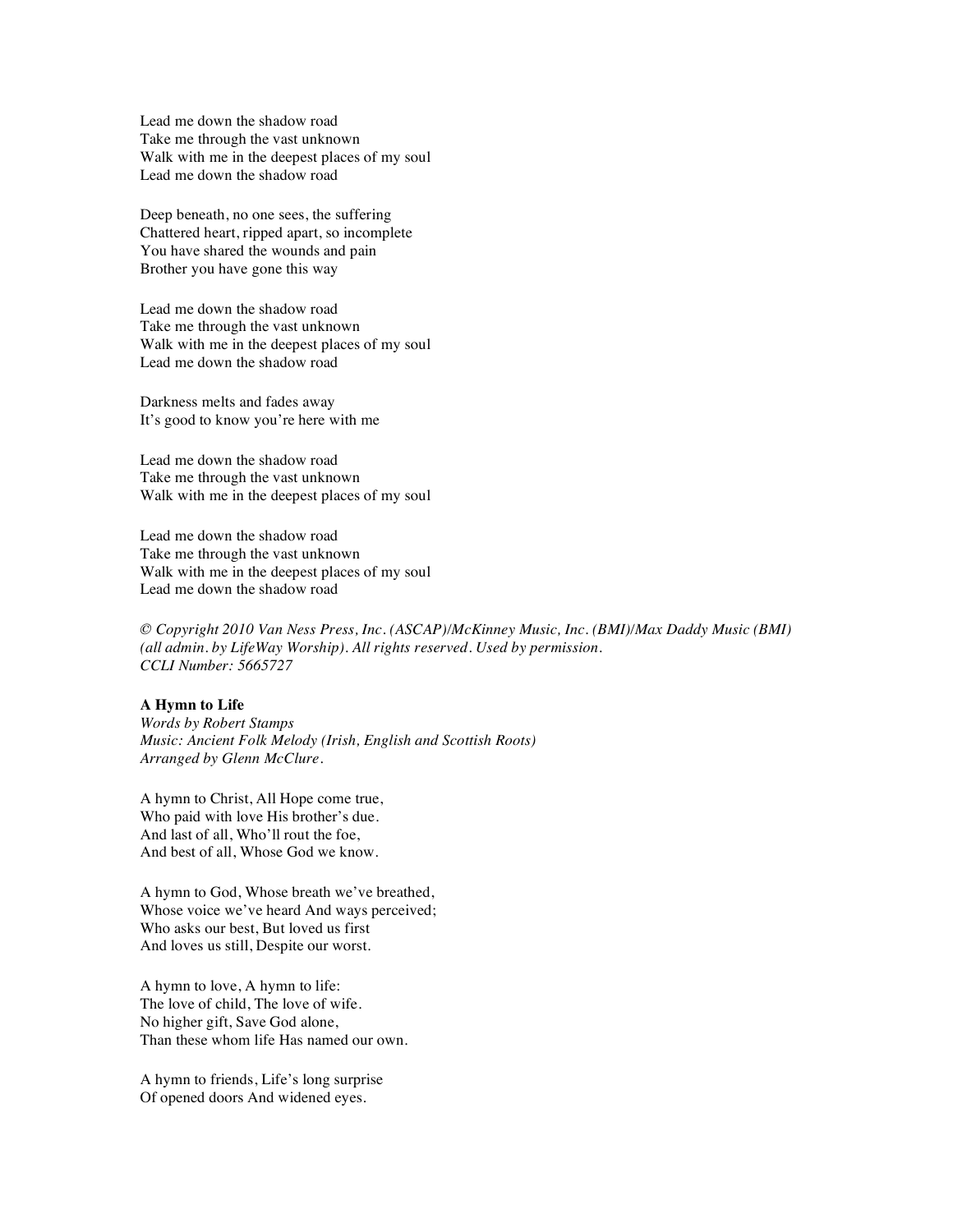Lead me down the shadow road
Take me through the vast unknown
Walk with me in the deepest places of my soul
Lead me down the shadow road

Deep beneath, no one sees, the suffering
Chattered heart, ripped apart, so incomplete
You have shared the wounds and pain
Brother you have gone this way

Lead me down the shadow road
Take me through the vast unknown
Walk with me in the deepest places of my soul
Lead me down the shadow road

Darkness melts and fades away
It's good to know you're here with me

Lead me down the shadow road
Take me through the vast unknown
Walk with me in the deepest places of my soul

Lead me down the shadow road
Take me through the vast unknown
Walk with me in the deepest places of my soul
Lead me down the shadow road

*© Copyright 2010 Van Ness Press, Inc. (ASCAP)/McKinney Music, Inc. (BMI)/Max Daddy Music (BMI) (all admin. by LifeWay Worship). All rights reserved. Used by permission.*
*CCLI Number: 5665727*

**A Hymn to Life**
*Words by Robert Stamps*
*Music: Ancient Folk Melody (Irish, English and Scottish Roots)*
*Arranged by Glenn McClure.*

A hymn to Christ, All Hope come true,
Who paid with love His brother's due.
And last of all, Who'll rout the foe,
And best of all, Whose God we know.

A hymn to God, Whose breath we've breathed,
Whose voice we've heard And ways perceived;
Who asks our best, But loved us first
And loves us still, Despite our worst.

A hymn to love, A hymn to life:
The love of child, The love of wife.
No higher gift, Save God alone,
Than these whom life Has named our own.

A hymn to friends, Life's long surprise
Of opened doors And widened eyes.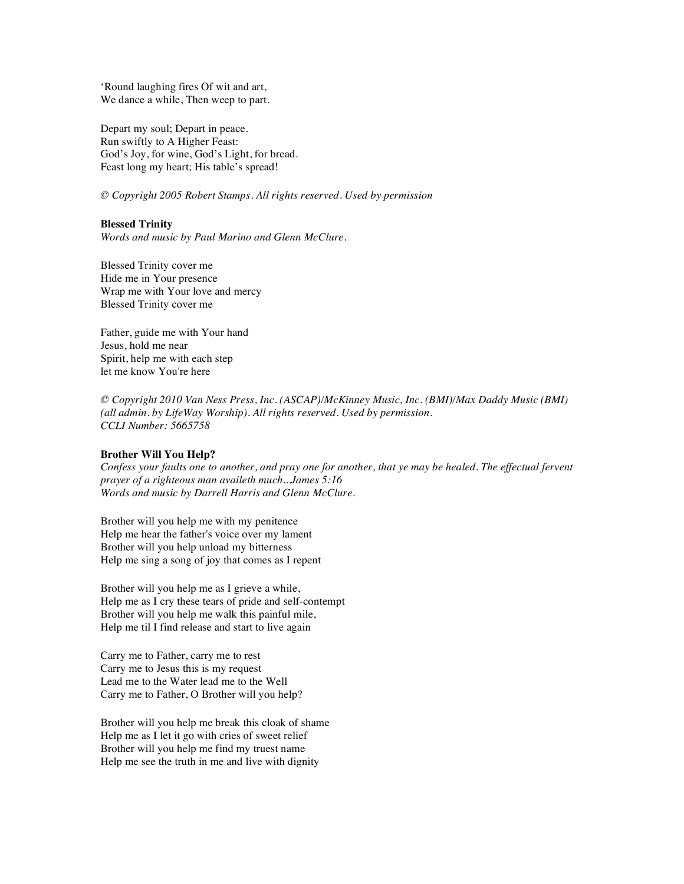'Round laughing fires Of wit and art,
We dance a while, Then weep to part.

Depart my soul; Depart in peace.
Run swiftly to A Higher Feast:
God's Joy, for wine, God's Light, for bread.
Feast long my heart; His table's spread!

*© Copyright 2005 Robert Stamps. All rights reserved. Used by permission*

**Blessed Trinity**
*Words and music by Paul Marino and Glenn McClure.*

Blessed Trinity cover me
Hide me in Your presence
Wrap me with Your love and mercy
Blessed Trinity cover me

Father, guide me with Your hand
Jesus, hold me near
Spirit, help me with each step
let me know You're here

*© Copyright 2010 Van Ness Press, Inc. (ASCAP)/McKinney Music, Inc. (BMI)/Max Daddy Music (BMI) (all admin. by LifeWay Worship). All rights reserved. Used by permission.*
*CCLI Number: 5665758*

**Brother Will You Help?**
*Confess your faults one to another, and pray one for another, that ye may be healed. The effectual fervent prayer of a righteous man availeth much...James 5:16*
*Words and music by Darrell Harris and Glenn McClure.*

Brother will you help me with my penitence
Help me hear the father's voice over my lament
Brother will you help unload my bitterness
Help me sing a song of joy that comes as I repent

Brother will you help me as I grieve a while,
Help me as I cry these tears of pride and self-contempt
Brother will you help me walk this painful mile,
Help me til I find release and start to live again

Carry me to Father, carry me to rest
Carry me to Jesus this is my request
Lead me to the Water lead me to the Well
Carry me to Father, O Brother will you help?

Brother will you help me break this cloak of shame
Help me as I let it go with cries of sweet relief
Brother will you help me find my truest name
Help me see the truth in me and live with dignity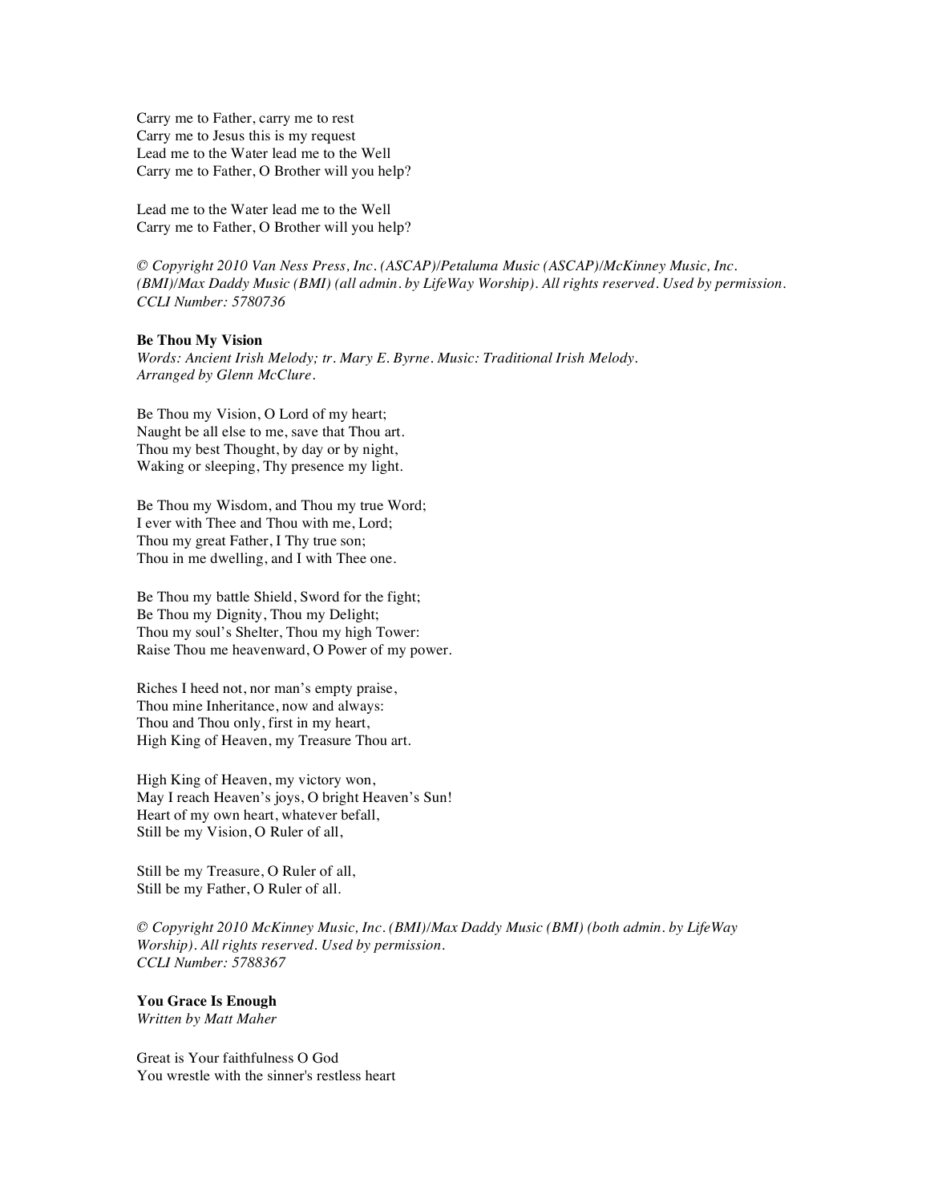Carry me to Father, carry me to rest
Carry me to Jesus this is my request
Lead me to the Water lead me to the Well
Carry me to Father, O Brother will you help?

Lead me to the Water lead me to the Well
Carry me to Father, O Brother will you help?

*© Copyright 2010 Van Ness Press, Inc. (ASCAP)/Petaluma Music (ASCAP)/McKinney Music, Inc. (BMI)/Max Daddy Music (BMI) (all admin. by LifeWay Worship). All rights reserved. Used by permission. CCLI Number: 5780736*

**Be Thou My Vision**
*Words: Ancient Irish Melody; tr. Mary E. Byrne. Music: Traditional Irish Melody. Arranged by Glenn McClure.*

Be Thou my Vision, O Lord of my heart;
Naught be all else to me, save that Thou art.
Thou my best Thought, by day or by night,
Waking or sleeping, Thy presence my light.

Be Thou my Wisdom, and Thou my true Word;
I ever with Thee and Thou with me, Lord;
Thou my great Father, I Thy true son;
Thou in me dwelling, and I with Thee one.

Be Thou my battle Shield, Sword for the fight;
Be Thou my Dignity, Thou my Delight;
Thou my soul's Shelter, Thou my high Tower:
Raise Thou me heavenward, O Power of my power.

Riches I heed not, nor man's empty praise,
Thou mine Inheritance, now and always:
Thou and Thou only, first in my heart,
High King of Heaven, my Treasure Thou art.

High King of Heaven, my victory won,
May I reach Heaven's joys, O bright Heaven's Sun!
Heart of my own heart, whatever befall,
Still be my Vision, O Ruler of all,

Still be my Treasure, O Ruler of all,
Still be my Father, O Ruler of all.

*© Copyright 2010 McKinney Music, Inc. (BMI)/Max Daddy Music (BMI) (both admin. by LifeWay Worship). All rights reserved. Used by permission. CCLI Number: 5788367*

**You Grace Is Enough**
*Written by Matt Maher*

Great is Your faithfulness O God
You wrestle with the sinner's restless heart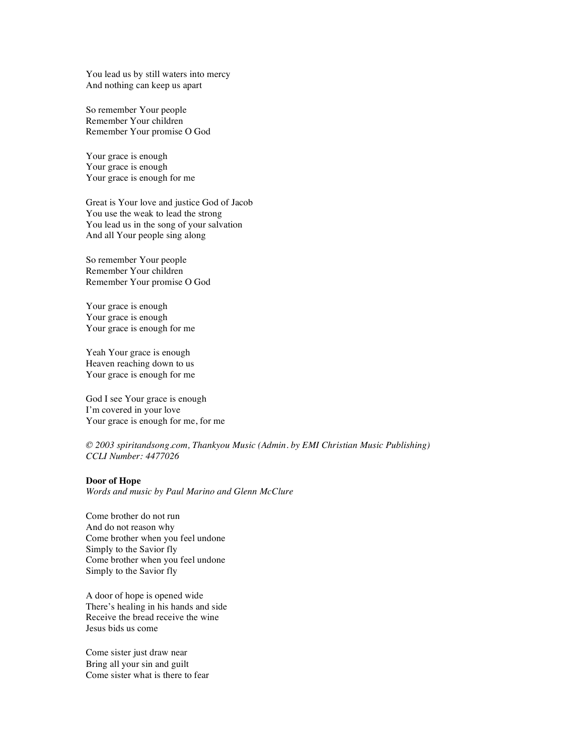You lead us by still waters into mercy
And nothing can keep us apart

So remember Your people
Remember Your children
Remember Your promise O God

Your grace is enough
Your grace is enough
Your grace is enough for me

Great is Your love and justice God of Jacob
You use the weak to lead the strong
You lead us in the song of your salvation
And all Your people sing along

So remember Your people
Remember Your children
Remember Your promise O God

Your grace is enough
Your grace is enough
Your grace is enough for me

Yeah Your grace is enough
Heaven reaching down to us
Your grace is enough for me

God I see Your grace is enough
I'm covered in your love
Your grace is enough for me, for me

*© 2003 spiritandsong.com, Thankyou Music (Admin. by EMI Christian Music Publishing)*
*CCLI Number: 4477026*

**Door of Hope**
*Words and music by Paul Marino and Glenn McClure*

Come brother do not run
And do not reason why
Come brother when you feel undone
Simply to the Savior fly
Come brother when you feel undone
Simply to the Savior fly

A door of hope is opened wide
There's healing in his hands and side
Receive the bread receive the wine
Jesus bids us come

Come sister just draw near
Bring all your sin and guilt
Come sister what is there to fear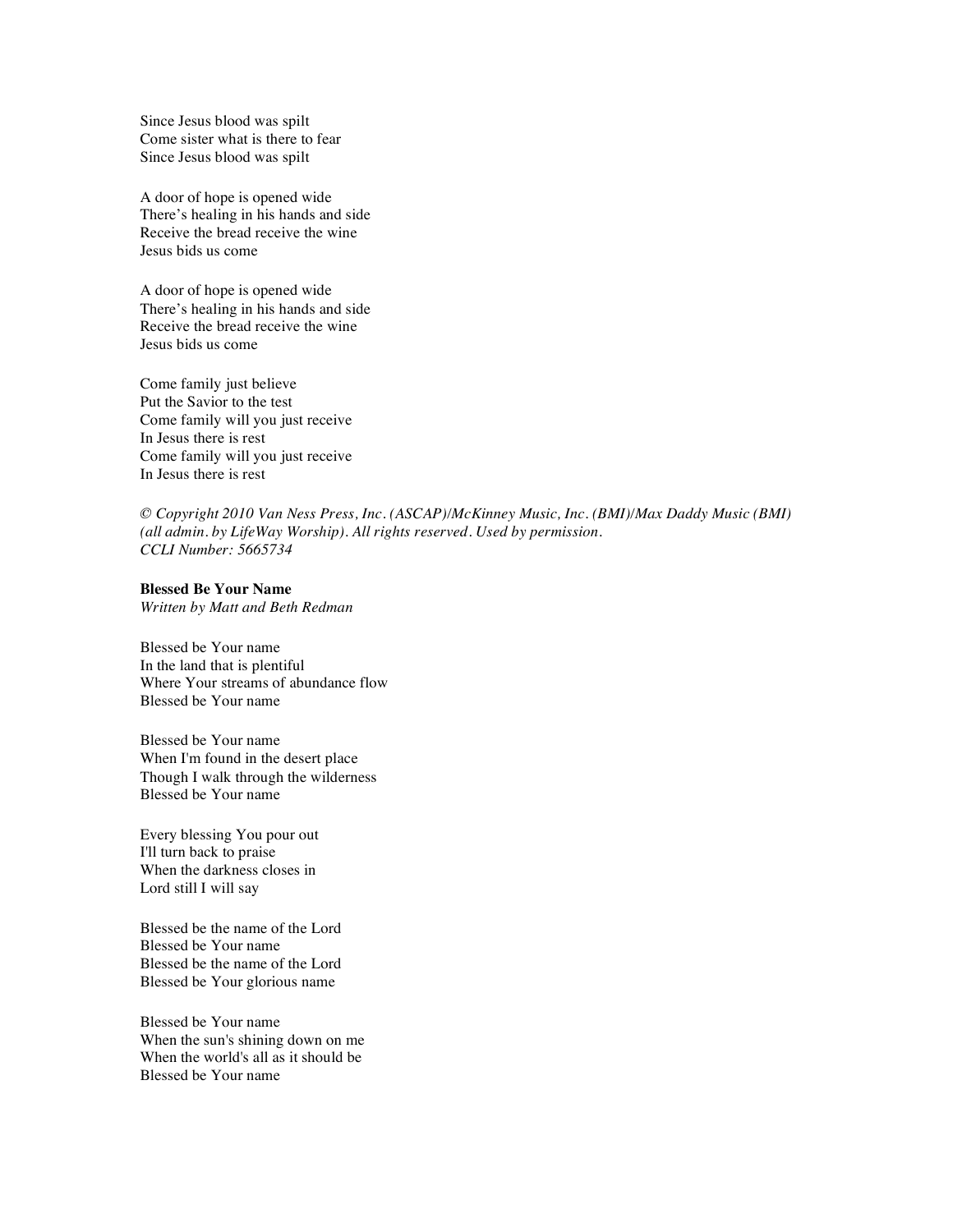Since Jesus blood was spilt
Come sister what is there to fear
Since Jesus blood was spilt

A door of hope is opened wide
There's healing in his hands and side
Receive the bread receive the wine
Jesus bids us come

A door of hope is opened wide
There's healing in his hands and side
Receive the bread receive the wine
Jesus bids us come

Come family just believe
Put the Savior to the test
Come family will you just receive
In Jesus there is rest
Come family will you just receive
In Jesus there is rest

*© Copyright 2010 Van Ness Press, Inc. (ASCAP)/McKinney Music, Inc. (BMI)/Max Daddy Music (BMI) (all admin. by LifeWay Worship). All rights reserved. Used by permission.*
*CCLI Number: 5665734*

**Blessed Be Your Name**
*Written by Matt and Beth Redman*

Blessed be Your name
In the land that is plentiful
Where Your streams of abundance flow
Blessed be Your name

Blessed be Your name
When I'm found in the desert place
Though I walk through the wilderness
Blessed be Your name

Every blessing You pour out
I'll turn back to praise
When the darkness closes in
Lord still I will say

Blessed be the name of the Lord
Blessed be Your name
Blessed be the name of the Lord
Blessed be Your glorious name

Blessed be Your name
When the sun's shining down on me
When the world's all as it should be
Blessed be Your name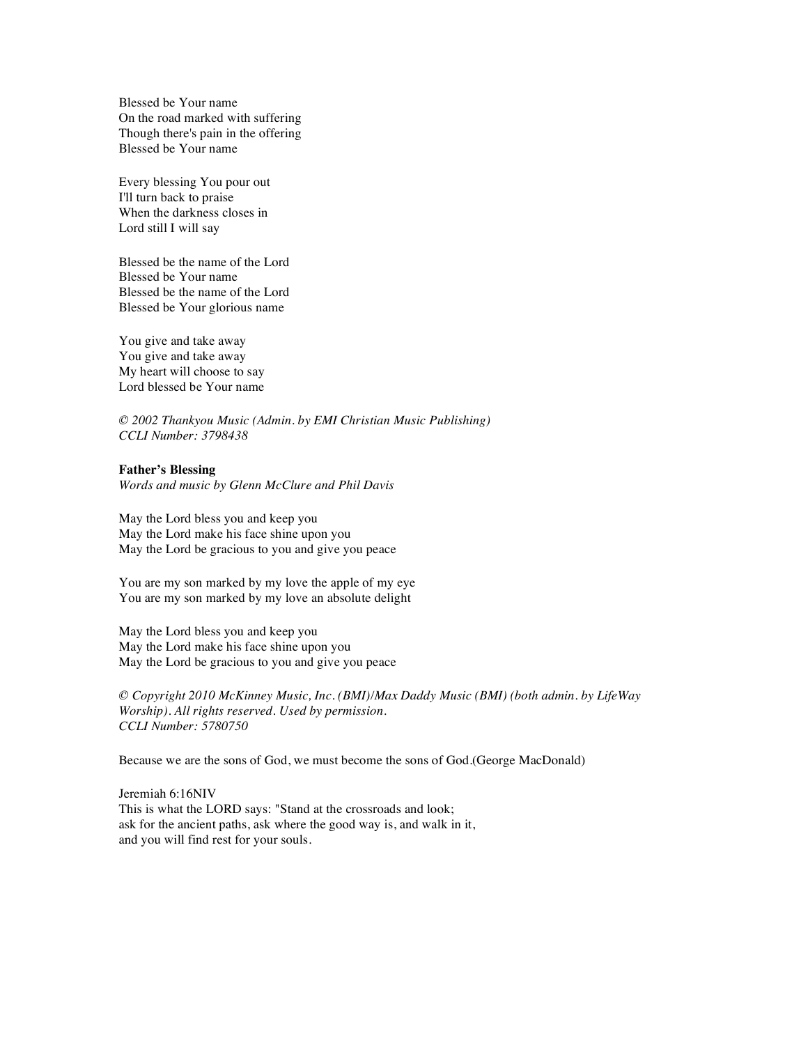Blessed be Your name
On the road marked with suffering
Though there's pain in the offering
Blessed be Your name

Every blessing You pour out
I'll turn back to praise
When the darkness closes in
Lord still I will say

Blessed be the name of the Lord
Blessed be Your name
Blessed be the name of the Lord
Blessed be Your glorious name

You give and take away
You give and take away
My heart will choose to say
Lord blessed be Your name

*© 2002 Thankyou Music (Admin. by EMI Christian Music Publishing)*
*CCLI Number: 3798438*

**Father's Blessing**
*Words and music by Glenn McClure and Phil Davis*

May the Lord bless you and keep you
May the Lord make his face shine upon you
May the Lord be gracious to you and give you peace

You are my son marked by my love the apple of my eye
You are my son marked by my love an absolute delight

May the Lord bless you and keep you
May the Lord make his face shine upon you
May the Lord be gracious to you and give you peace

*© Copyright 2010 McKinney Music, Inc. (BMI)/Max Daddy Music (BMI) (both admin. by LifeWay Worship). All rights reserved. Used by permission.*
*CCLI Number: 5780750*

Because we are the sons of God, we must become the sons of God.(George MacDonald)

Jeremiah 6:16NIV
This is what the LORD says: "Stand at the crossroads and look;
ask for the ancient paths, ask where the good way is, and walk in it,
and you will find rest for your souls.